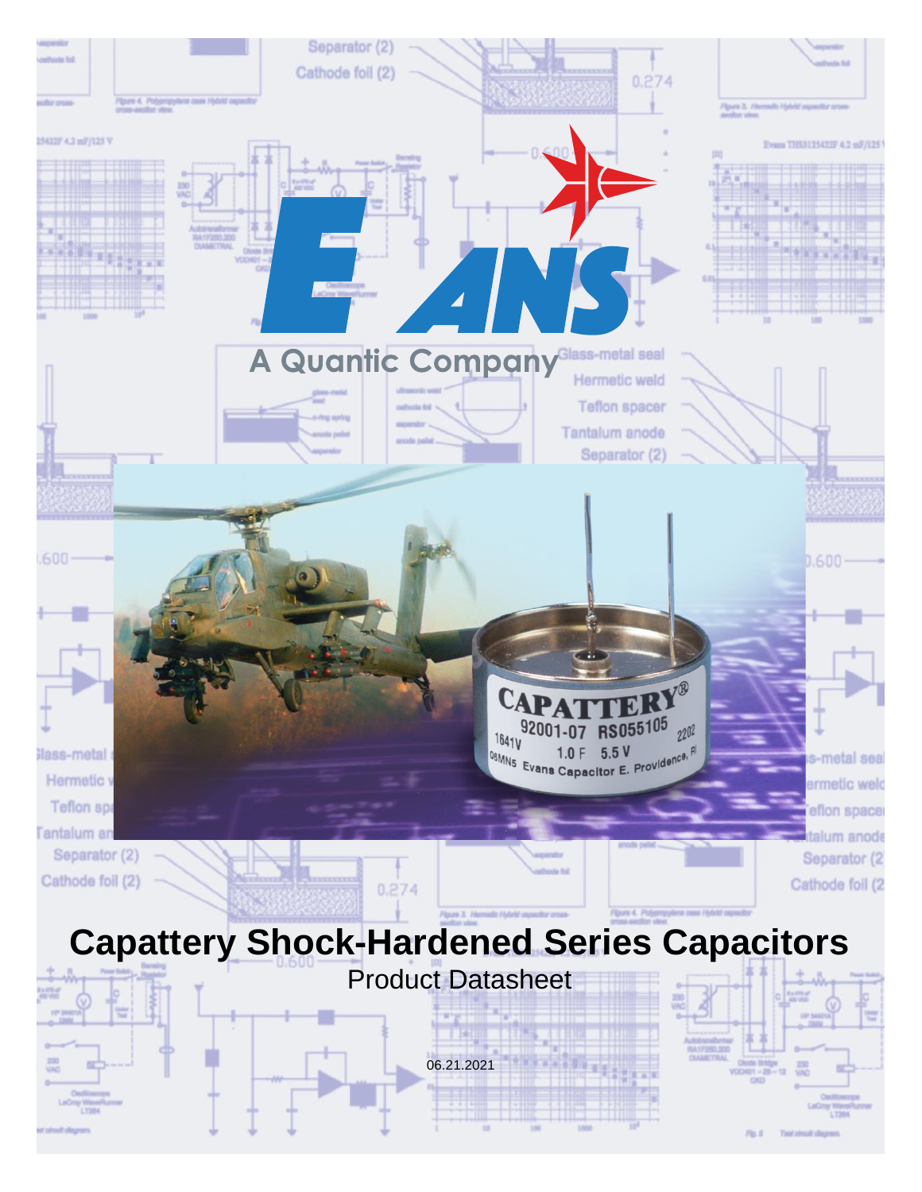# Capattery Shock-Hardened Series Capacitors

Product Datasheet

06.21.2021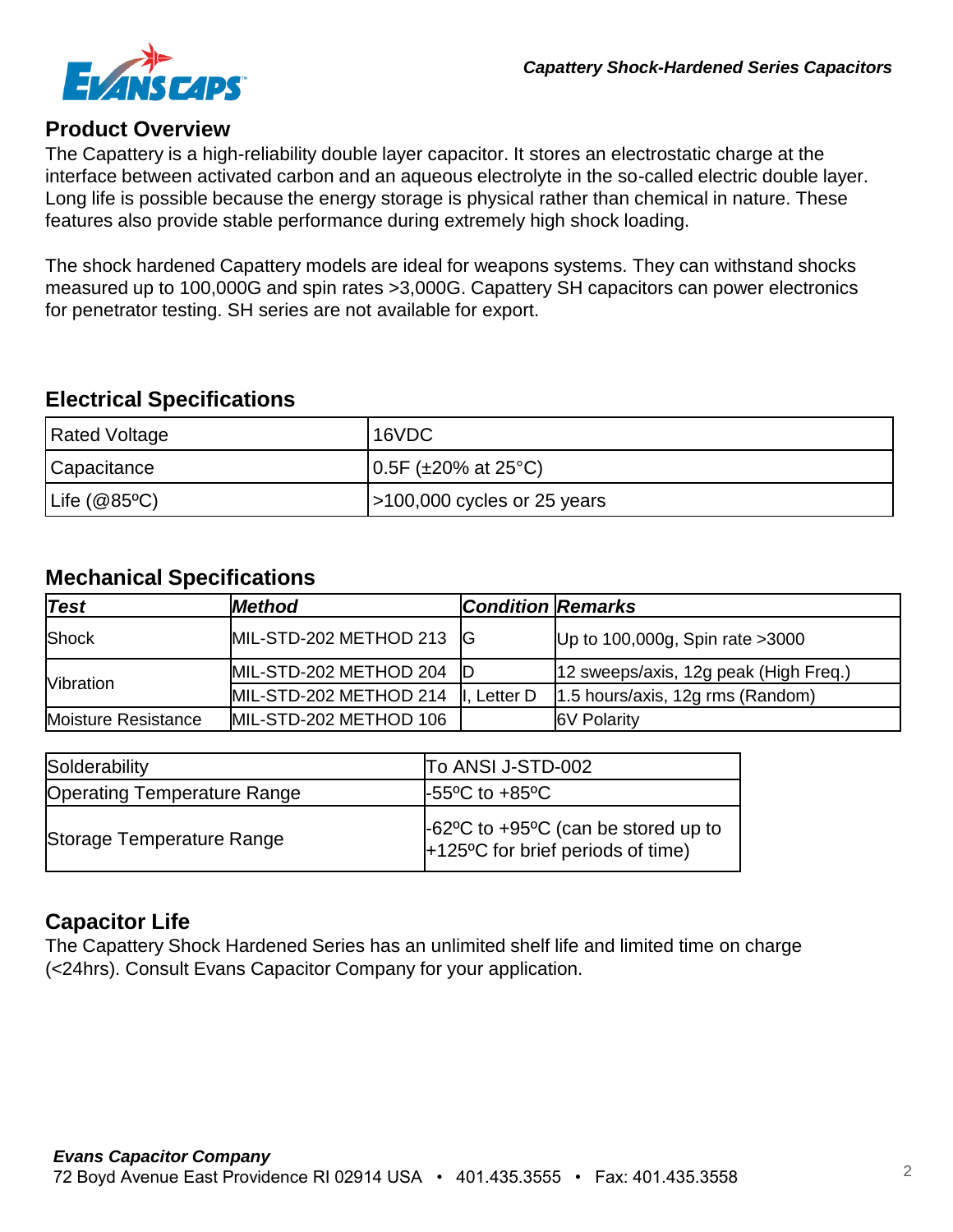## Product Overview

The Capattery is a high-reliability double layer capacitor. It stores an electrostatic charge at the interface between activated carbon and an aqueous electrolyte in the so-called electric double layer. Long life is possible because the energy storage is physical rather than chemical in nature. These features also provide stable performance during extremely high shock loading.

The shock hardened Capattery models are ideal for weapons systems. They can withstand shocks measured up to 100,000G and spin rates >3,000G. Capattery SH capacitors can power electronics for penetrator testing. SH series are not available for export.

## Electrical Specifications

| | |
|---|---|
| Rated Voltage | 16VDC |
| Capacitance | 0.5F (±20% at 25°C) |
| Life (@85ºC) | >100,000 cycles or 25 years |

## Mechanical Specifications

| ***Test*** | ***Method*** | ***Condition*** | ***Remarks*** |
|---|---|---|---|
| Shock | MIL-STD-202 METHOD 213 | G | Up to 100,000g, Spin rate >3000 |
| Vibration | MIL-STD-202 METHOD 204 | D | 12 sweeps/axis, 12g peak (High Freq.) |
| | MIL-STD-202 METHOD 214 | I, Letter D | 1.5 hours/axis, 12g rms (Random) |
| Moisture Resistance | MIL-STD-202 METHOD 106 | | 6V Polarity |

| | |
|---|---|
| Solderability | To ANSI J-STD-002 |
| Operating Temperature Range | -55ºC to +85ºC |
| Storage Temperature Range | -62ºC to +95ºC (can be stored up to +125ºC for brief periods of time) |

## Capacitor Life

The Capattery Shock Hardened Series has an unlimited shelf life and limited time on charge (<24hrs). Consult Evans Capacitor Company for your application.

***Evans Capacitor Company***
72 Boyd Avenue East Providence RI 02914 USA • 401.435.3555 • Fax: 401.435.3558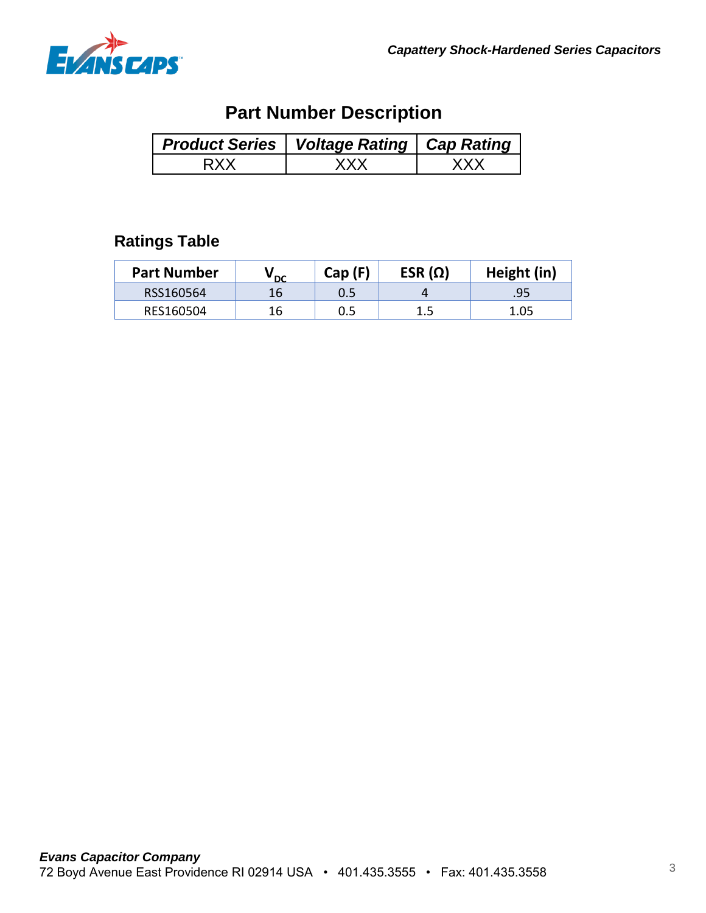## Part Number Description

| *Product Series* | *Voltage Rating* | *Cap Rating* |
|---|---|---|
| RXX | XXX | XXX |

### Ratings Table

| Part Number | $V_{DC}$ | Cap (F) | ESR (Ω) | Height (in) |
|---|---|---|---|---|
| RSS160564 | 16 | 0.5 | 4 | .95 |
| RES160504 | 16 | 0.5 | 1.5 | 1.05 |

***Evans Capacitor Company***
72 Boyd Avenue East Providence RI 02914 USA • 401.435.3555 • Fax: 401.435.3558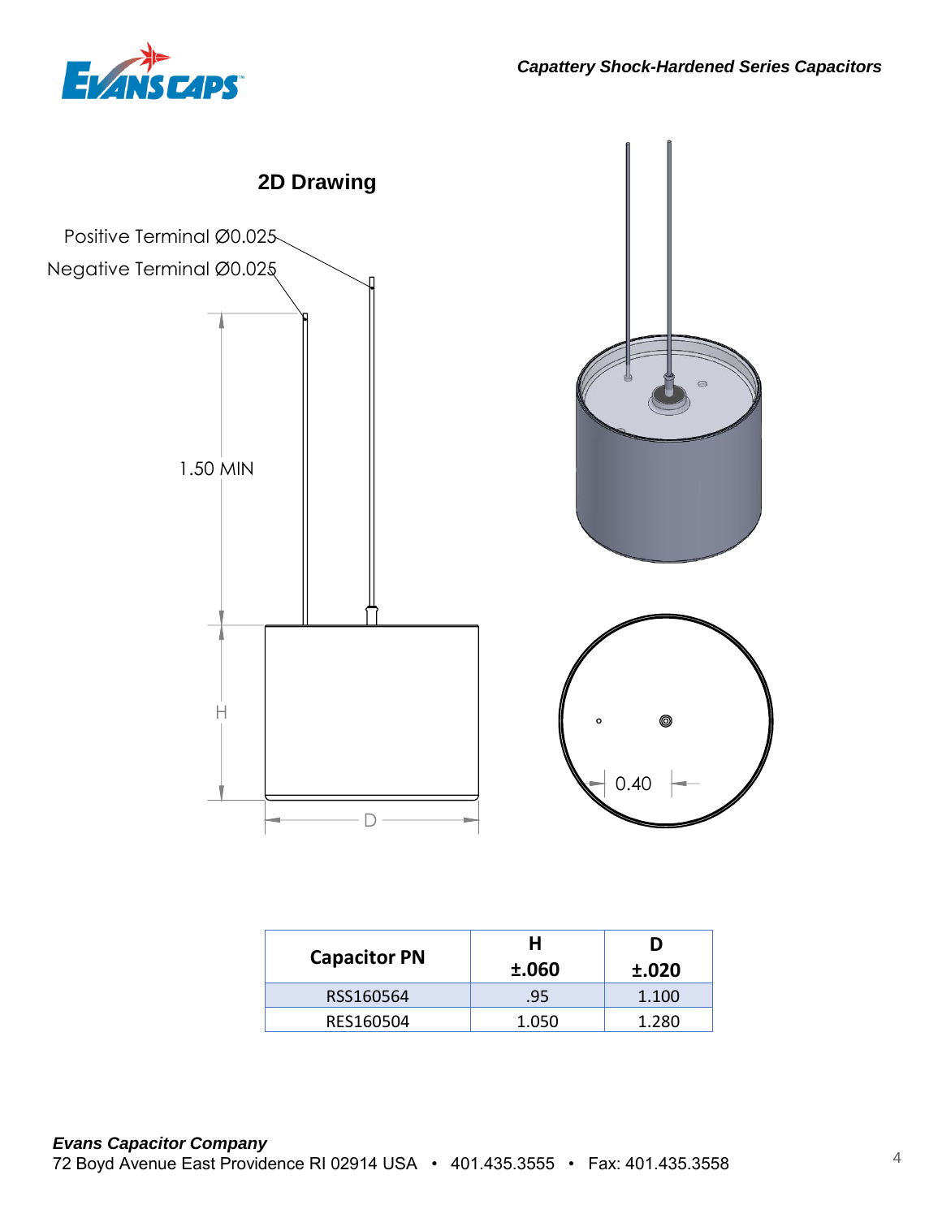## 2D Drawing

Positive Terminal Ø0.025

Negative Terminal Ø0.025

1.50 MIN

H

D

0.40

| Capacitor PN | H ±.060 | D ±.020 |
|---|---|---|
| RSS160564 | .95 | 1.100 |
| RES160504 | 1.050 | 1.280 |

***Evans Capacitor Company***

72 Boyd Avenue East Providence RI 02914 USA • 401.435.3555 • Fax: 401.435.3558